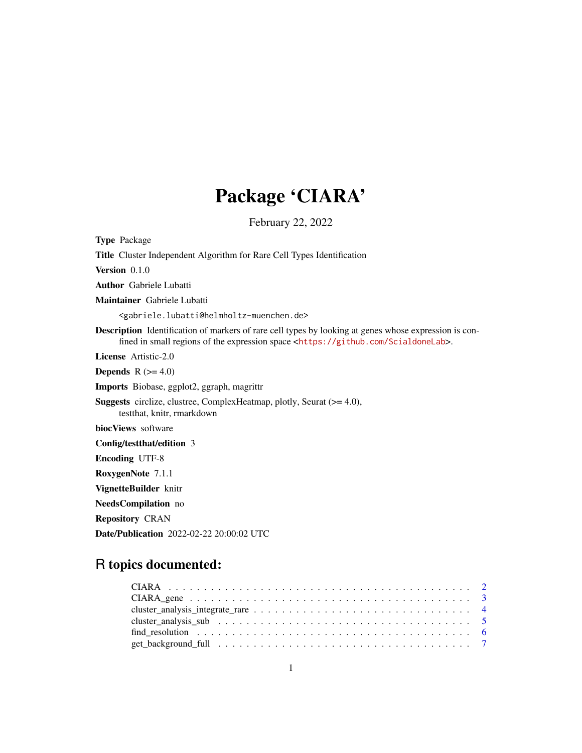# Package 'CIARA'

February 22, 2022

**Type** Package

**Title** Cluster Independent Algorithm for Rare Cell Types Identification

**Version** 0.1.0

**Author** Gabriele Lubatti

**Maintainer** Gabriele Lubatti <gabriele.lubatti@helmholtz-muenchen.de>

**Description** Identification of markers of rare cell types by looking at genes whose expression is confined in small regions of the expression space <https://github.com/ScialdoneLab>.

**License** Artistic-2.0

**Depends** R (>= 4.0)

**Imports** Biobase, ggplot2, ggraph, magrittr

**Suggests** circlize, clustree, ComplexHeatmap, plotly, Seurat (>= 4.0), testthat, knitr, rmarkdown

**biocViews** software

**Config/testthat/edition** 3

**Encoding** UTF-8

**RoxygenNote** 7.1.1

**VignetteBuilder** knitr

**NeedsCompilation** no

**Repository** CRAN

**Date/Publication** 2022-02-22 20:00:02 UTC

## R topics documented:

CIARA . . . . . . . . . . . . . . . . . . . . . . . . . . . . . . . . . . . . . . . . . . 2
CIARA_gene . . . . . . . . . . . . . . . . . . . . . . . . . . . . . . . . . . . . . . . 3
cluster_analysis_integrate_rare . . . . . . . . . . . . . . . . . . . . . . . . . . . 4
cluster_analysis_sub . . . . . . . . . . . . . . . . . . . . . . . . . . . . . . . . . . 5
find_resolution . . . . . . . . . . . . . . . . . . . . . . . . . . . . . . . . . . . . . 6
get_background_full . . . . . . . . . . . . . . . . . . . . . . . . . . . . . . . . . . 7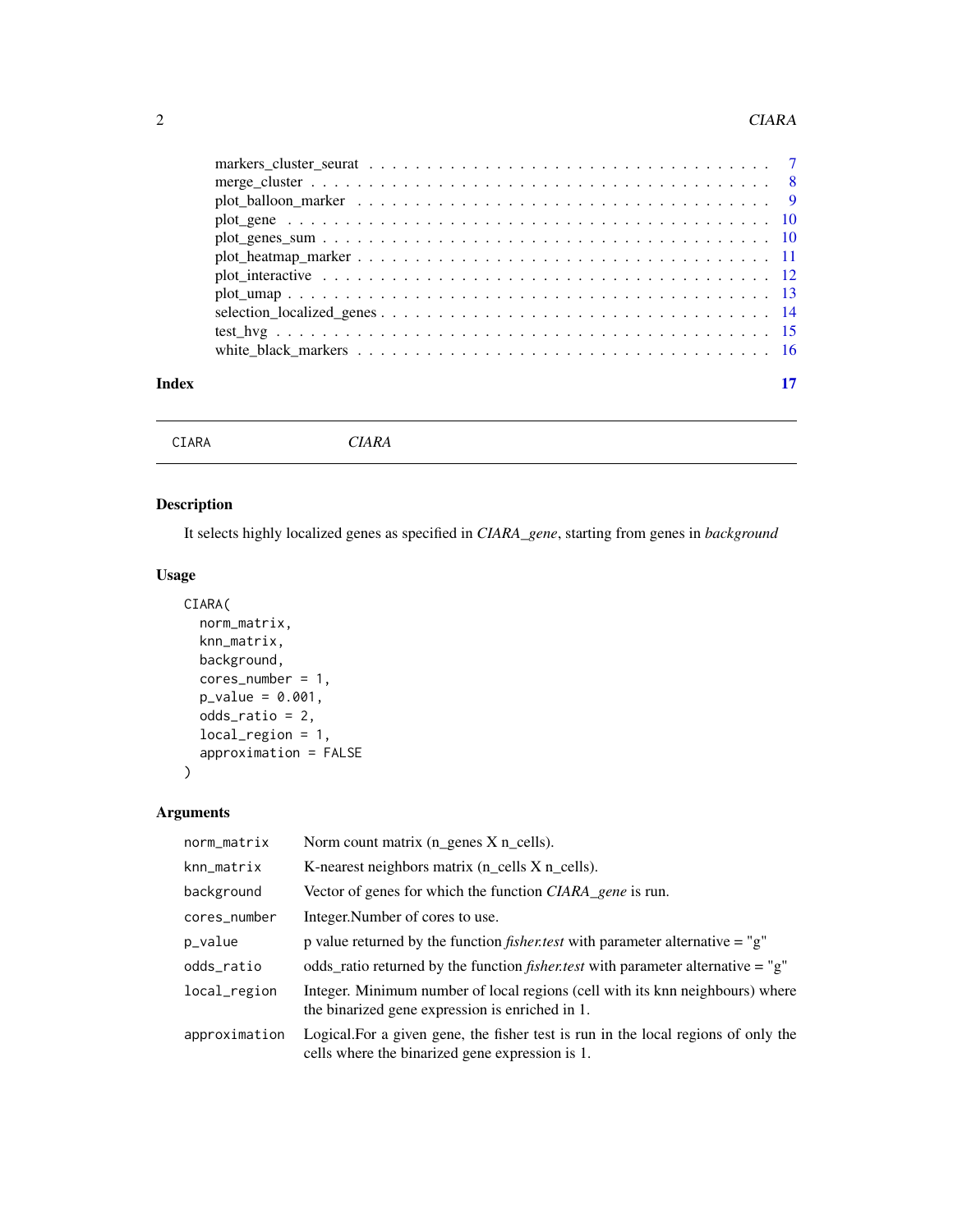markers_cluster_seurat . . . . . . . . . . . . . . . . . . . . . . . . . . . . . . . . . . 7
merge_cluster . . . . . . . . . . . . . . . . . . . . . . . . . . . . . . . . . . . . . . . 8
plot_balloon_marker . . . . . . . . . . . . . . . . . . . . . . . . . . . . . . . . . . . 9
plot_gene . . . . . . . . . . . . . . . . . . . . . . . . . . . . . . . . . . . . . . . . . 10
plot_genes_sum . . . . . . . . . . . . . . . . . . . . . . . . . . . . . . . . . . . . . . 10
plot_heatmap_marker . . . . . . . . . . . . . . . . . . . . . . . . . . . . . . . . . . . 11
plot_interactive . . . . . . . . . . . . . . . . . . . . . . . . . . . . . . . . . . . . . 12
plot_umap . . . . . . . . . . . . . . . . . . . . . . . . . . . . . . . . . . . . . . . . . 13
selection_localized_genes . . . . . . . . . . . . . . . . . . . . . . . . . . . . . . . . 14
test_hvg . . . . . . . . . . . . . . . . . . . . . . . . . . . . . . . . . . . . . . . . . . 15
white_black_markers . . . . . . . . . . . . . . . . . . . . . . . . . . . . . . . . . . . 16

**Index** **17**

---

`CIARA` *CIARA*

---

### Description

It selects highly localized genes as specified in *CIARA_gene*, starting from genes in *background*

### Usage

```
CIARA(
  norm_matrix,
  knn_matrix,
  background,
  cores_number = 1,
  p_value = 0.001,
  odds_ratio = 2,
  local_region = 1,
  approximation = FALSE
)
```

### Arguments

| | |
|---|---|
| `norm_matrix` | Norm count matrix (n_genes X n_cells). |
| `knn_matrix` | K-nearest neighbors matrix (n_cells X n_cells). |
| `background` | Vector of genes for which the function *CIARA_gene* is run. |
| `cores_number` | Integer.Number of cores to use. |
| `p_value` | p value returned by the function *fisher.test* with parameter alternative = "g" |
| `odds_ratio` | odds_ratio returned by the function *fisher.test* with parameter alternative = "g" |
| `local_region` | Integer. Minimum number of local regions (cell with its knn neighbours) where the binarized gene expression is enriched in 1. |
| `approximation` | Logical.For a given gene, the fisher test is run in the local regions of only the cells where the binarized gene expression is 1. |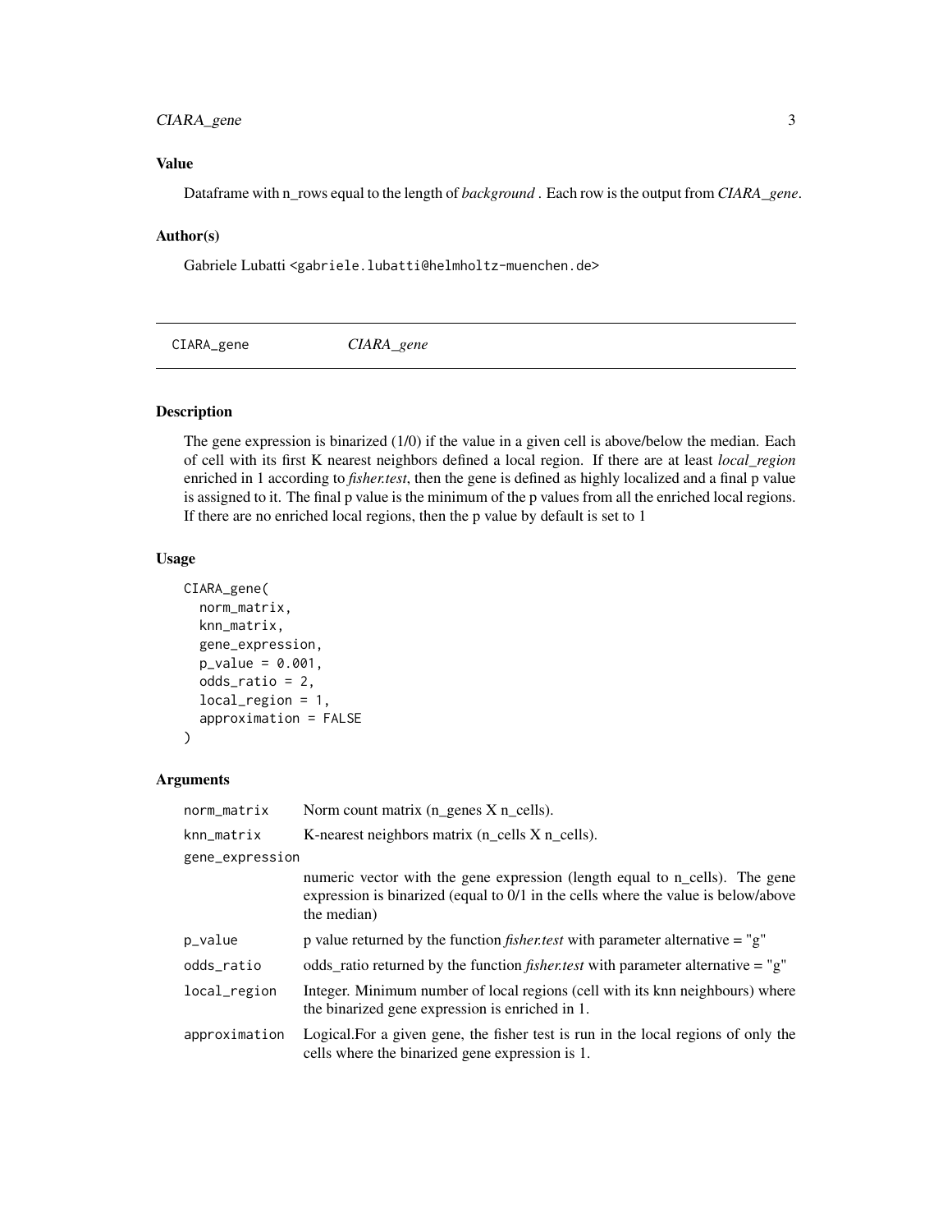## Value

Dataframe with n_rows equal to the length of *background* . Each row is the output from *CIARA_gene*.

## Author(s)

Gabriele Lubatti <gabriele.lubatti@helmholtz-muenchen.de>

---

# CIARA_gene *CIARA_gene*

---

## Description

The gene expression is binarized (1/0) if the value in a given cell is above/below the median. Each of cell with its first K nearest neighbors defined a local region. If there are at least *local_region* enriched in 1 according to *fisher.test*, then the gene is defined as highly localized and a final p value is assigned to it. The final p value is the minimum of the p values from all the enriched local regions. If there are no enriched local regions, then the p value by default is set to 1

## Usage

```
CIARA_gene(
  norm_matrix,
  knn_matrix,
  gene_expression,
  p_value = 0.001,
  odds_ratio = 2,
  local_region = 1,
  approximation = FALSE
)
```

## Arguments

| | |
|---|---|
| norm_matrix | Norm count matrix (n_genes X n_cells). |
| knn_matrix | K-nearest neighbors matrix (n_cells X n_cells). |
| gene_expression | numeric vector with the gene expression (length equal to n_cells). The gene expression is binarized (equal to 0/1 in the cells where the value is below/above the median) |
| p_value | p value returned by the function *fisher.test* with parameter alternative = "g" |
| odds_ratio | odds_ratio returned by the function *fisher.test* with parameter alternative = "g" |
| local_region | Integer. Minimum number of local regions (cell with its knn neighbours) where the binarized gene expression is enriched in 1. |
| approximation | Logical.For a given gene, the fisher test is run in the local regions of only the cells where the binarized gene expression is 1. |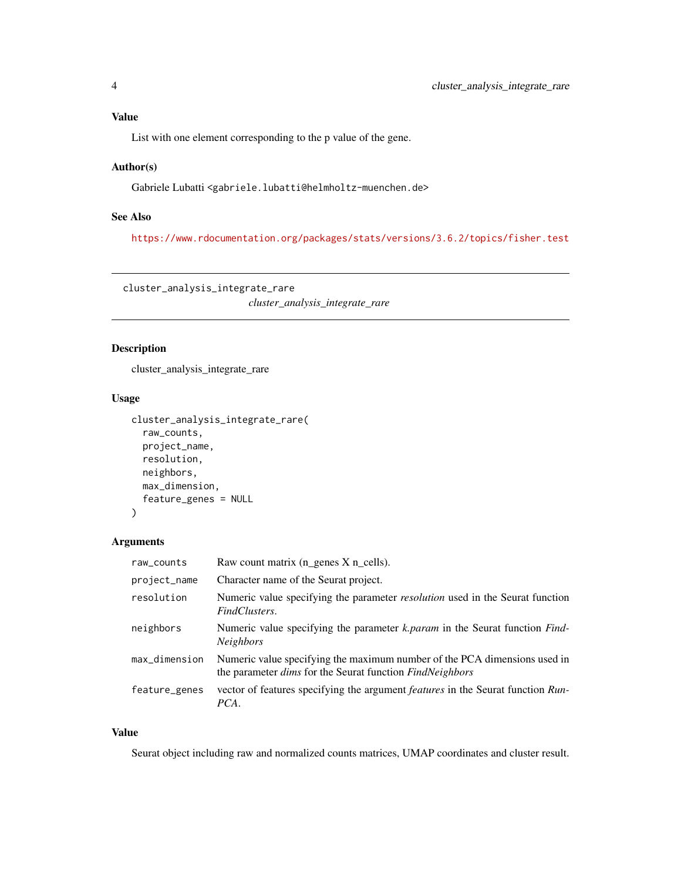## Value

List with one element corresponding to the p value of the gene.

## Author(s)

Gabriele Lubatti <gabriele.lubatti@helmholtz-muenchen.de>

## See Also

https://www.rdocumentation.org/packages/stats/versions/3.6.2/topics/fisher.test

---

# cluster_analysis_integrate_rare

*cluster_analysis_integrate_rare*

---

## Description

cluster_analysis_integrate_rare

## Usage

```
cluster_analysis_integrate_rare(
  raw_counts,
  project_name,
  resolution,
  neighbors,
  max_dimension,
  feature_genes = NULL
)
```

## Arguments

| | |
|---|---|
| `raw_counts` | Raw count matrix (n_genes X n_cells). |
| `project_name` | Character name of the Seurat project. |
| `resolution` | Numeric value specifying the parameter *resolution* used in the Seurat function *FindClusters*. |
| `neighbors` | Numeric value specifying the parameter *k.param* in the Seurat function *FindNeighbors* |
| `max_dimension` | Numeric value specifying the maximum number of the PCA dimensions used in the parameter *dims* for the Seurat function *FindNeighbors* |
| `feature_genes` | vector of features specifying the argument *features* in the Seurat function *RunPCA*. |

## Value

Seurat object including raw and normalized counts matrices, UMAP coordinates and cluster result.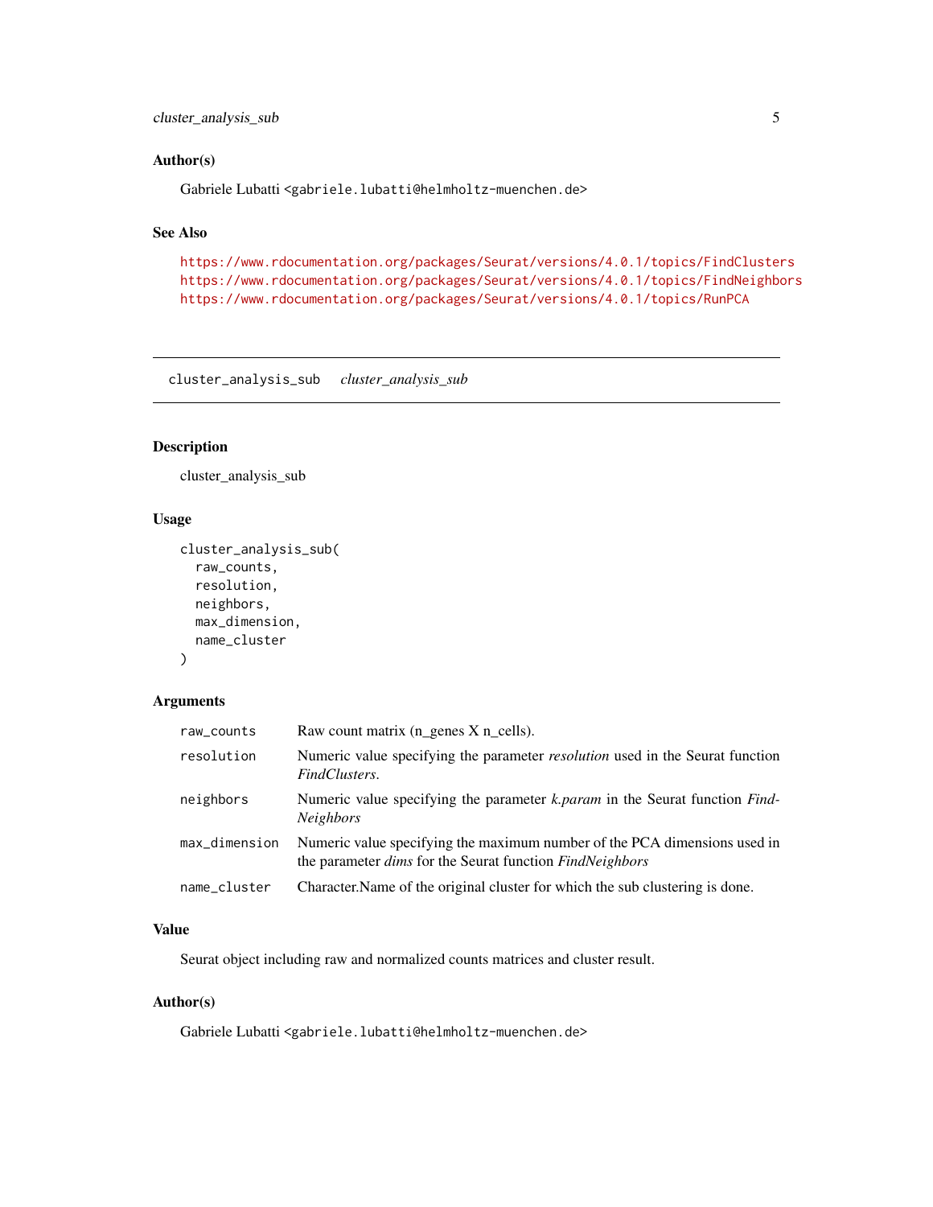## Author(s)

Gabriele Lubatti <gabriele.lubatti@helmholtz-muenchen.de>

## See Also

https://www.rdocumentation.org/packages/Seurat/versions/4.0.1/topics/FindClusters
https://www.rdocumentation.org/packages/Seurat/versions/4.0.1/topics/FindNeighbors
https://www.rdocumentation.org/packages/Seurat/versions/4.0.1/topics/RunPCA

---

# cluster_analysis_sub *cluster_analysis_sub*

## Description

cluster_analysis_sub

## Usage

```
cluster_analysis_sub(
  raw_counts,
  resolution,
  neighbors,
  max_dimension,
  name_cluster
)
```

## Arguments

| | |
|---|---|
| raw_counts | Raw count matrix (n_genes X n_cells). |
| resolution | Numeric value specifying the parameter *resolution* used in the Seurat function *FindClusters*. |
| neighbors | Numeric value specifying the parameter *k.param* in the Seurat function *FindNeighbors* |
| max_dimension | Numeric value specifying the maximum number of the PCA dimensions used in the parameter *dims* for the Seurat function *FindNeighbors* |
| name_cluster | Character.Name of the original cluster for which the sub clustering is done. |

## Value

Seurat object including raw and normalized counts matrices and cluster result.

## Author(s)

Gabriele Lubatti <gabriele.lubatti@helmholtz-muenchen.de>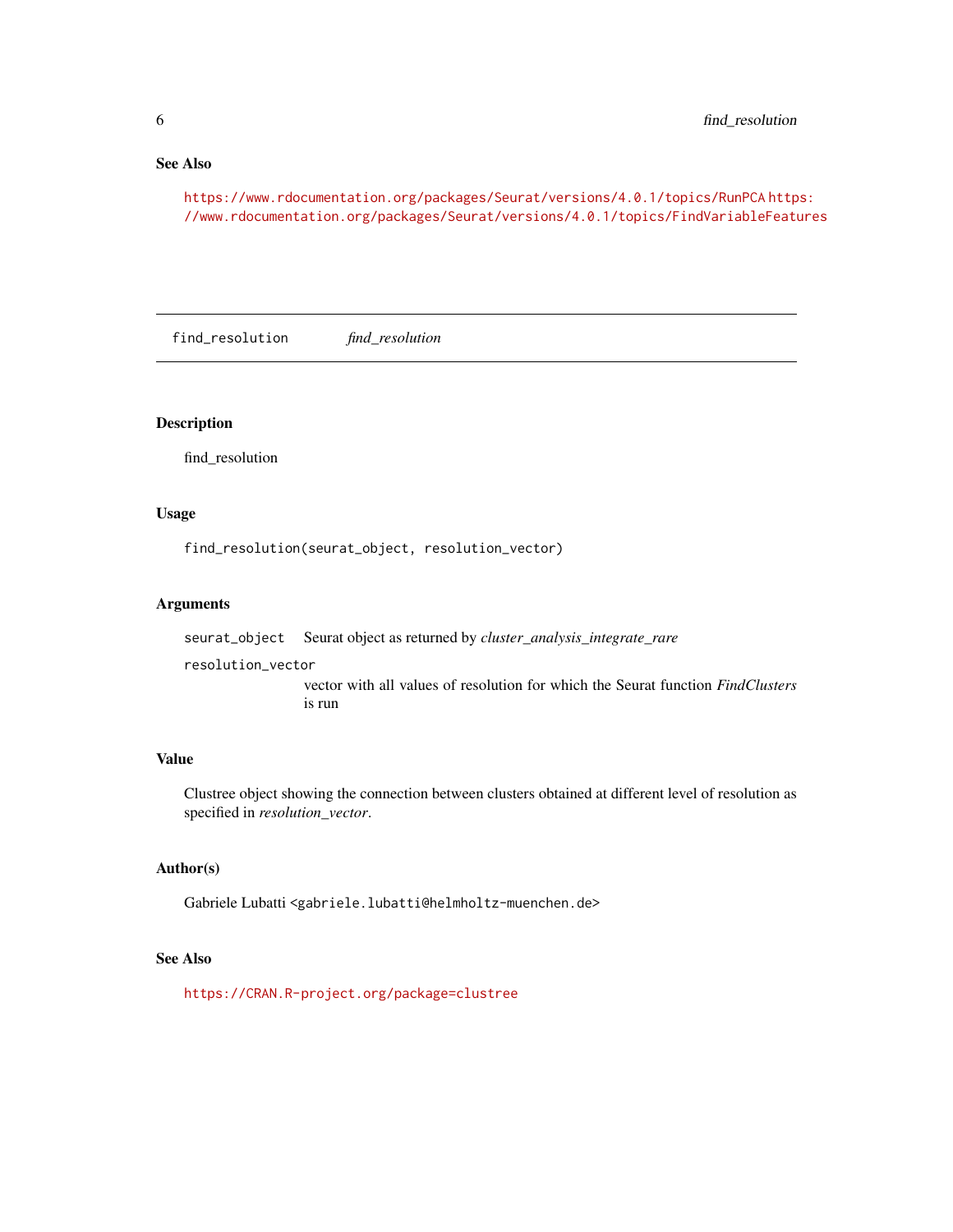## See Also

https://www.rdocumentation.org/packages/Seurat/versions/4.0.1/topics/RunPCA https://www.rdocumentation.org/packages/Seurat/versions/4.0.1/topics/FindVariableFeatures

---

# find_resolution    *find_resolution*

---

### Description

find_resolution

### Usage

```
find_resolution(seurat_object, resolution_vector)
```

### Arguments

`seurat_object` Seurat object as returned by *cluster_analysis_integrate_rare*

`resolution_vector` vector with all values of resolution for which the Seurat function *FindClusters* is run

### Value

Clustree object showing the connection between clusters obtained at different level of resolution as specified in *resolution_vector*.

### Author(s)

Gabriele Lubatti <gabriele.lubatti@helmholtz-muenchen.de>

### See Also

https://CRAN.R-project.org/package=clustree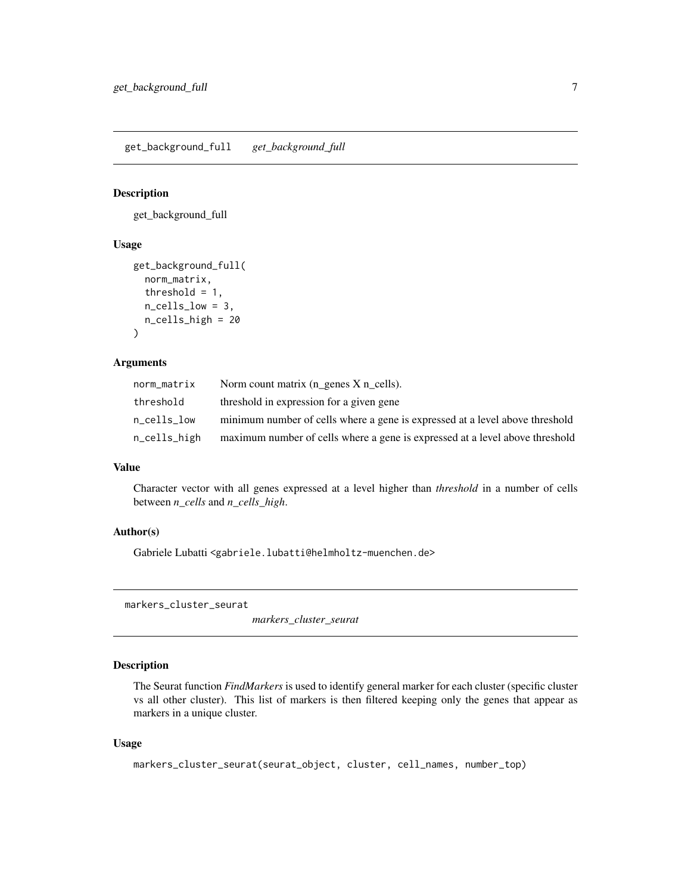## get_background_full *get_background_full*

### Description

get_background_full

### Usage

```
get_background_full(
  norm_matrix,
  threshold = 1,
  n_cells_low = 3,
  n_cells_high = 20
)
```

### Arguments

| | |
|---|---|
| norm_matrix | Norm count matrix (n_genes X n_cells). |
| threshold | threshold in expression for a given gene |
| n_cells_low | minimum number of cells where a gene is expressed at a level above threshold |
| n_cells_high | maximum number of cells where a gene is expressed at a level above threshold |

### Value

Character vector with all genes expressed at a level higher than *threshold* in a number of cells between *n_cells* and *n_cells_high*.

### Author(s)

Gabriele Lubatti <gabriele.lubatti@helmholtz-muenchen.de>

## markers_cluster_seurat *markers_cluster_seurat*

### Description

The Seurat function *FindMarkers* is used to identify general marker for each cluster (specific cluster vs all other cluster). This list of markers is then filtered keeping only the genes that appear as markers in a unique cluster.

### Usage

```
markers_cluster_seurat(seurat_object, cluster, cell_names, number_top)
```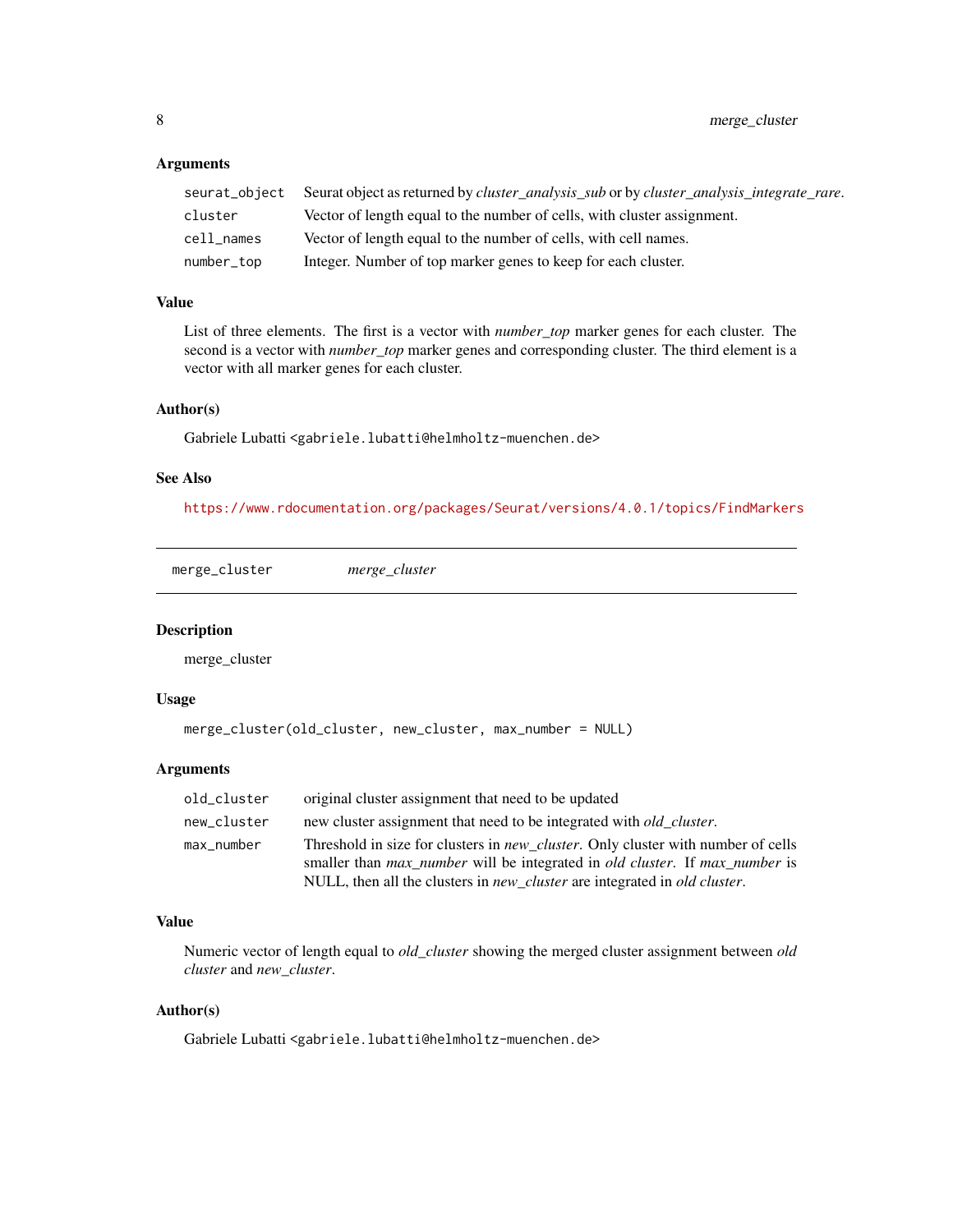### Arguments

| | |
|---|---|
| seurat_object | Seurat object as returned by *cluster_analysis_sub* or by *cluster_analysis_integrate_rare*. |
| cluster | Vector of length equal to the number of cells, with cluster assignment. |
| cell_names | Vector of length equal to the number of cells, with cell names. |
| number_top | Integer. Number of top marker genes to keep for each cluster. |

### Value

List of three elements. The first is a vector with *number_top* marker genes for each cluster. The second is a vector with *number_top* marker genes and corresponding cluster. The third element is a vector with all marker genes for each cluster.

### Author(s)

Gabriele Lubatti <gabriele.lubatti@helmholtz-muenchen.de>

### See Also

https://www.rdocumentation.org/packages/Seurat/versions/4.0.1/topics/FindMarkers

---

## merge_cluster *merge_cluster*

---

### Description

merge_cluster

### Usage

```
merge_cluster(old_cluster, new_cluster, max_number = NULL)
```

### Arguments

| | |
|---|---|
| old_cluster | original cluster assignment that need to be updated |
| new_cluster | new cluster assignment that need to be integrated with *old_cluster*. |
| max_number | Threshold in size for clusters in *new_cluster*. Only cluster with number of cells smaller than *max_number* will be integrated in *old cluster*. If *max_number* is NULL, then all the clusters in *new_cluster* are integrated in *old cluster*. |

### Value

Numeric vector of length equal to *old_cluster* showing the merged cluster assignment between *old cluster* and *new_cluster*.

### Author(s)

Gabriele Lubatti <gabriele.lubatti@helmholtz-muenchen.de>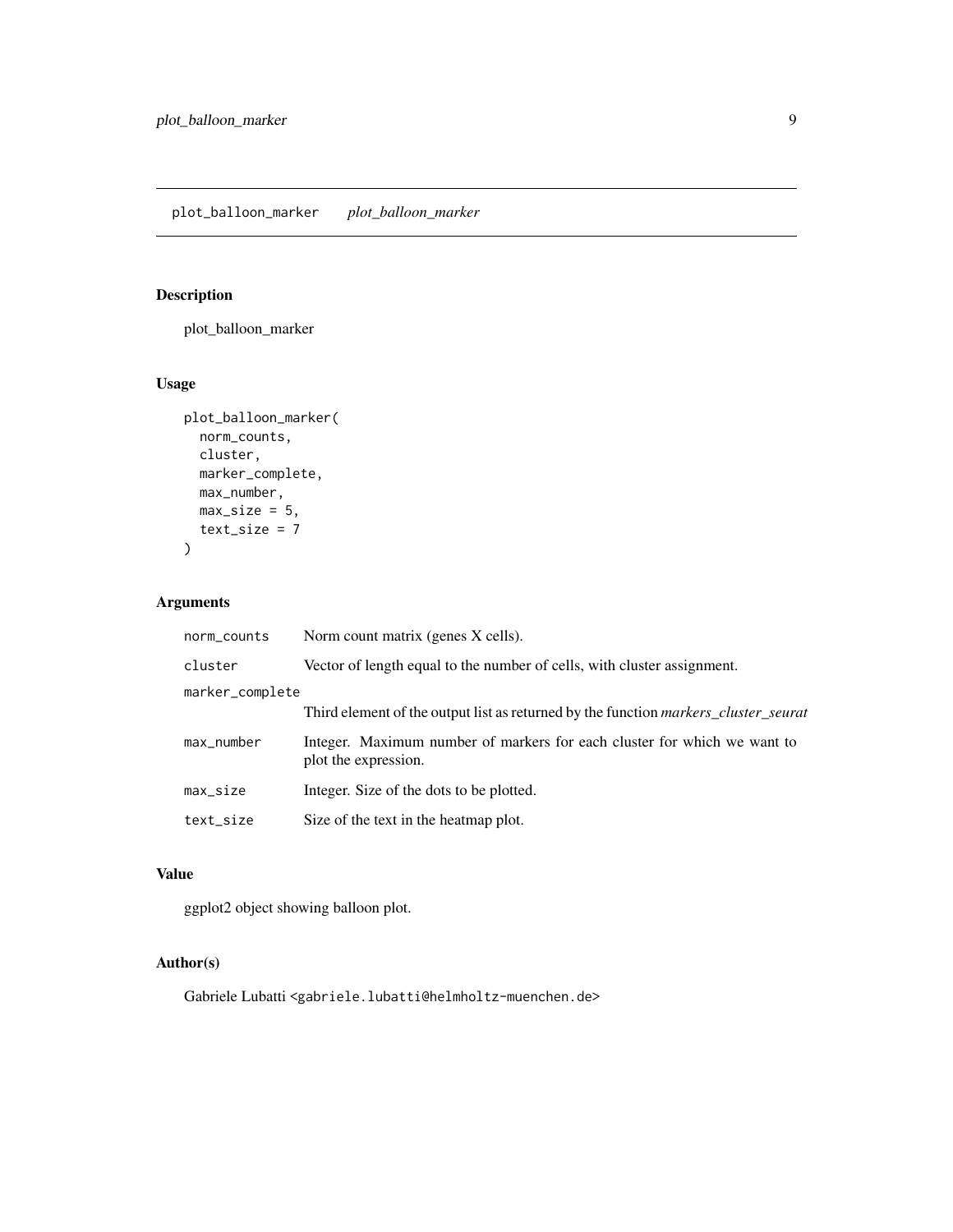## plot_balloon_marker *plot_balloon_marker*

### Description

plot_balloon_marker

### Usage

```
plot_balloon_marker(
  norm_counts,
  cluster,
  marker_complete,
  max_number,
  max_size = 5,
  text_size = 7
)
```

### Arguments

| | |
|---|---|
| `norm_counts` | Norm count matrix (genes X cells). |
| `cluster` | Vector of length equal to the number of cells, with cluster assignment. |
| `marker_complete` | Third element of the output list as returned by the function *markers_cluster_seurat* |
| `max_number` | Integer. Maximum number of markers for each cluster for which we want to plot the expression. |
| `max_size` | Integer. Size of the dots to be plotted. |
| `text_size` | Size of the text in the heatmap plot. |

### Value

ggplot2 object showing balloon plot.

### Author(s)

Gabriele Lubatti <gabriele.lubatti@helmholtz-muenchen.de>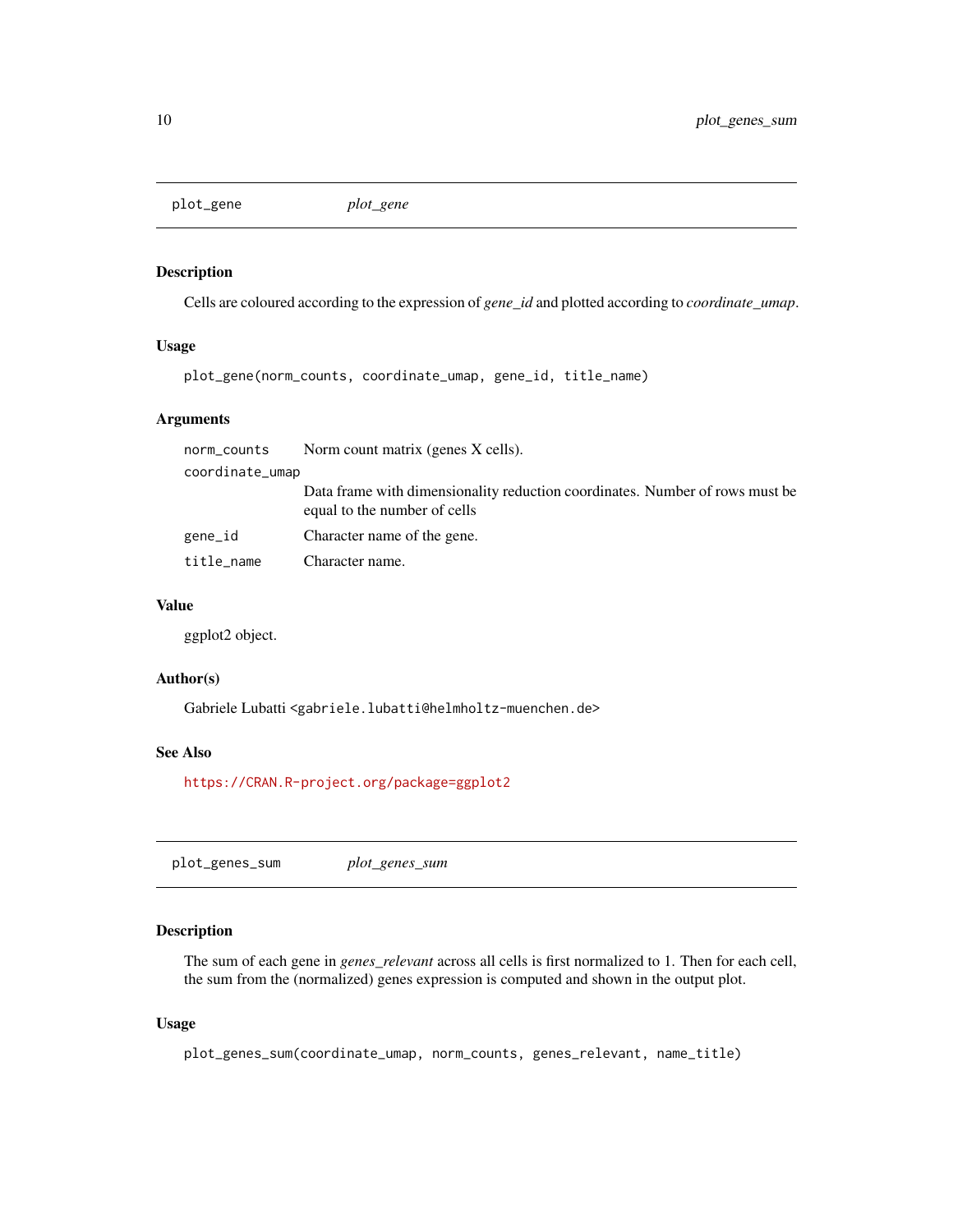## plot_gene *plot_gene*

### Description

Cells are coloured according to the expression of *gene_id* and plotted according to *coordinate_umap*.

### Usage

```
plot_gene(norm_counts, coordinate_umap, gene_id, title_name)
```

### Arguments

| | |
|---|---|
| norm_counts | Norm count matrix (genes X cells). |
| coordinate_umap | Data frame with dimensionality reduction coordinates. Number of rows must be equal to the number of cells |
| gene_id | Character name of the gene. |
| title_name | Character name. |

### Value

ggplot2 object.

### Author(s)

Gabriele Lubatti <gabriele.lubatti@helmholtz-muenchen.de>

### See Also

https://CRAN.R-project.org/package=ggplot2

## plot_genes_sum *plot_genes_sum*

### Description

The sum of each gene in *genes_relevant* across all cells is first normalized to 1. Then for each cell, the sum from the (normalized) genes expression is computed and shown in the output plot.

### Usage

```
plot_genes_sum(coordinate_umap, norm_counts, genes_relevant, name_title)
```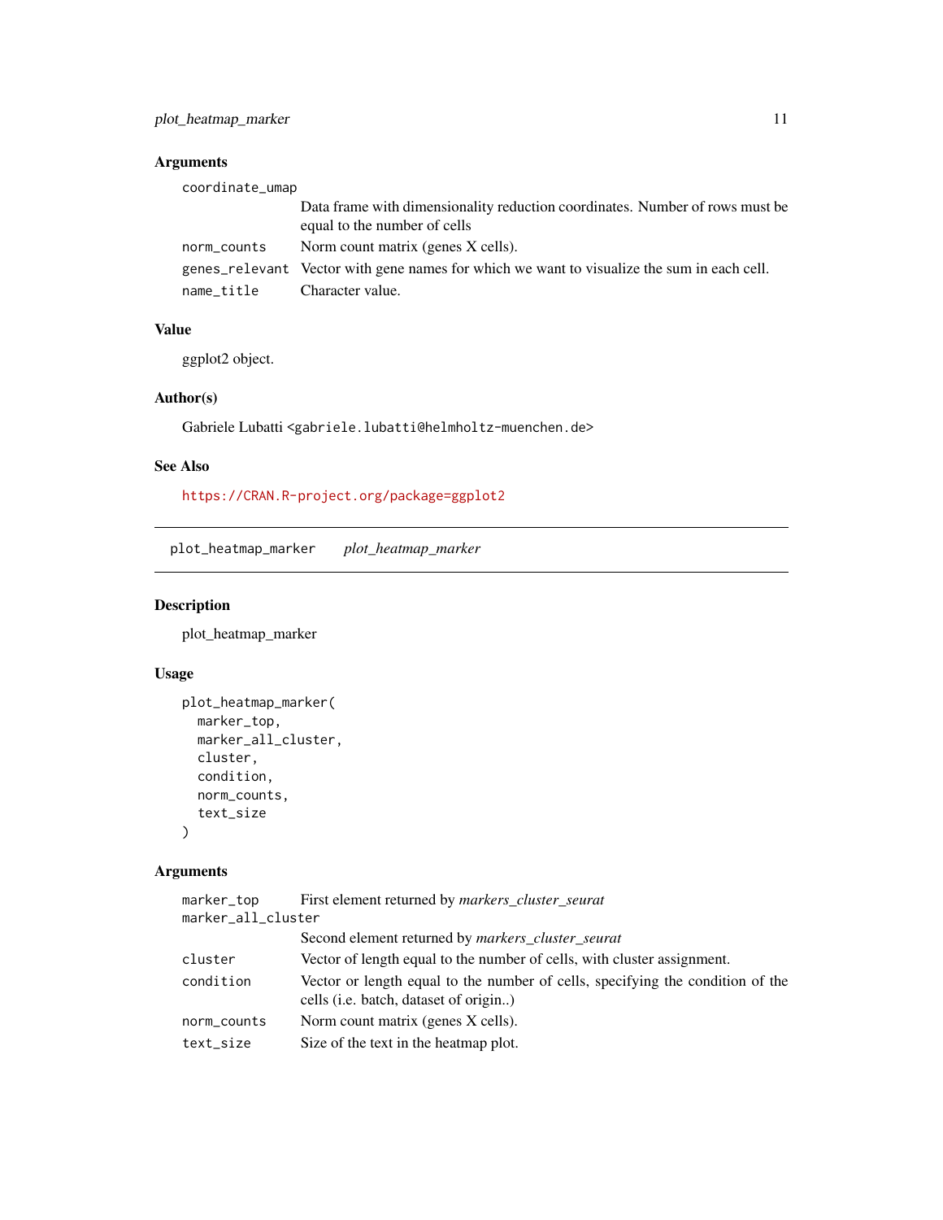### Arguments

| | |
|---|---|
| coordinate_umap | Data frame with dimensionality reduction coordinates. Number of rows must be equal to the number of cells |
| norm_counts | Norm count matrix (genes X cells). |
| genes_relevant | Vector with gene names for which we want to visualize the sum in each cell. |
| name_title | Character value. |

### Value

ggplot2 object.

### Author(s)

Gabriele Lubatti <gabriele.lubatti@helmholtz-muenchen.de>

### See Also

https://CRAN.R-project.org/package=ggplot2

---

## plot_heatmap_marker    *plot_heatmap_marker*

### Description

plot_heatmap_marker

### Usage

```
plot_heatmap_marker(
  marker_top,
  marker_all_cluster,
  cluster,
  condition,
  norm_counts,
  text_size
)
```

### Arguments

| | |
|---|---|
| marker_top | First element returned by *markers_cluster_seurat* |
| marker_all_cluster | Second element returned by *markers_cluster_seurat* |
| cluster | Vector of length equal to the number of cells, with cluster assignment. |
| condition | Vector or length equal to the number of cells, specifying the condition of the cells (i.e. batch, dataset of origin..) |
| norm_counts | Norm count matrix (genes X cells). |
| text_size | Size of the text in the heatmap plot. |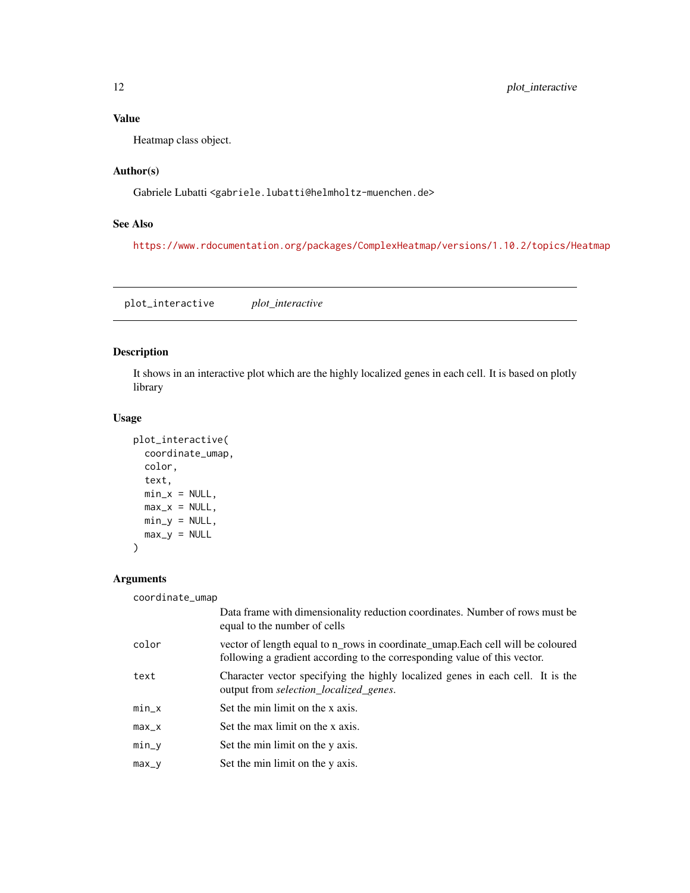### Value

Heatmap class object.

### Author(s)

Gabriele Lubatti <gabriele.lubatti@helmholtz-muenchen.de>

### See Also

https://www.rdocumentation.org/packages/ComplexHeatmap/versions/1.10.2/topics/Heatmap

---

## plot_interactive *plot_interactive*

---

### Description

It shows in an interactive plot which are the highly localized genes in each cell. It is based on plotly library

### Usage

```
plot_interactive(
  coordinate_umap,
  color,
  text,
  min_x = NULL,
  max_x = NULL,
  min_y = NULL,
  max_y = NULL
)
```

### Arguments

| | |
|---|---|
| coordinate_umap | Data frame with dimensionality reduction coordinates. Number of rows must be equal to the number of cells |
| color | vector of length equal to n_rows in coordinate_umap.Each cell will be coloured following a gradient according to the corresponding value of this vector. |
| text | Character vector specifying the highly localized genes in each cell. It is the output from *selection_localized_genes*. |
| min_x | Set the min limit on the x axis. |
| max_x | Set the max limit on the x axis. |
| min_y | Set the min limit on the y axis. |
| max_y | Set the min limit on the y axis. |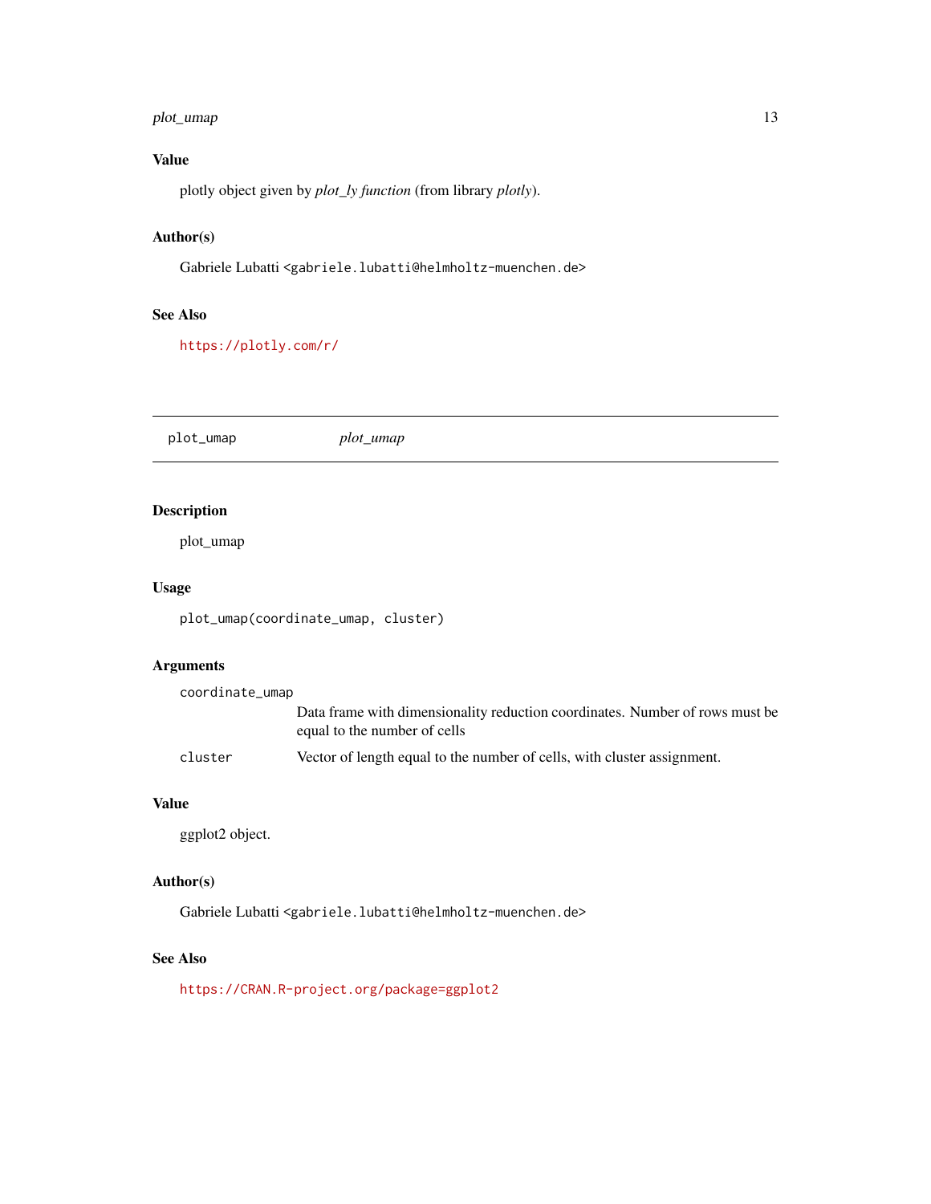## Value

plotly object given by *plot_ly function* (from library *plotly*).

## Author(s)

Gabriele Lubatti <gabriele.lubatti@helmholtz-muenchen.de>

## See Also

https://plotly.com/r/

---

# plot_umap *plot_umap*

---

## Description

plot_umap

## Usage

```
plot_umap(coordinate_umap, cluster)
```

## Arguments

| | |
|---|---|
| coordinate_umap | Data frame with dimensionality reduction coordinates. Number of rows must be equal to the number of cells |
| cluster | Vector of length equal to the number of cells, with cluster assignment. |

## Value

ggplot2 object.

## Author(s)

Gabriele Lubatti <gabriele.lubatti@helmholtz-muenchen.de>

## See Also

https://CRAN.R-project.org/package=ggplot2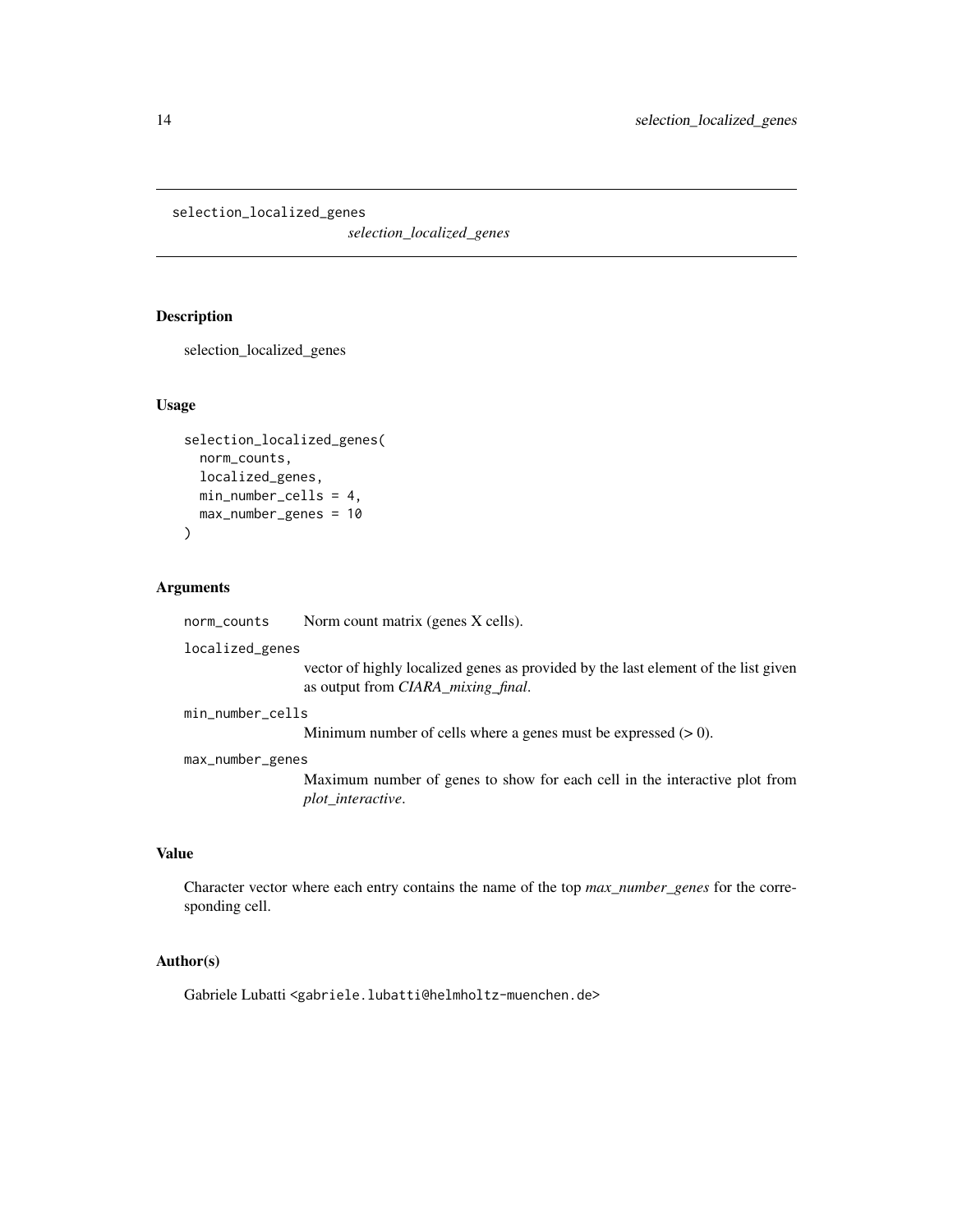## selection_localized_genes

*selection_localized_genes*

### Description

selection_localized_genes

### Usage

```
selection_localized_genes(
  norm_counts,
  localized_genes,
  min_number_cells = 4,
  max_number_genes = 10
)
```

### Arguments

`norm_counts` Norm count matrix (genes X cells).

`localized_genes` vector of highly localized genes as provided by the last element of the list given as output from *CIARA_mixing_final*.

`min_number_cells` Minimum number of cells where a genes must be expressed (> 0).

`max_number_genes` Maximum number of genes to show for each cell in the interactive plot from *plot_interactive*.

### Value

Character vector where each entry contains the name of the top *max_number_genes* for the corresponding cell.

### Author(s)

Gabriele Lubatti <gabriele.lubatti@helmholtz-muenchen.de>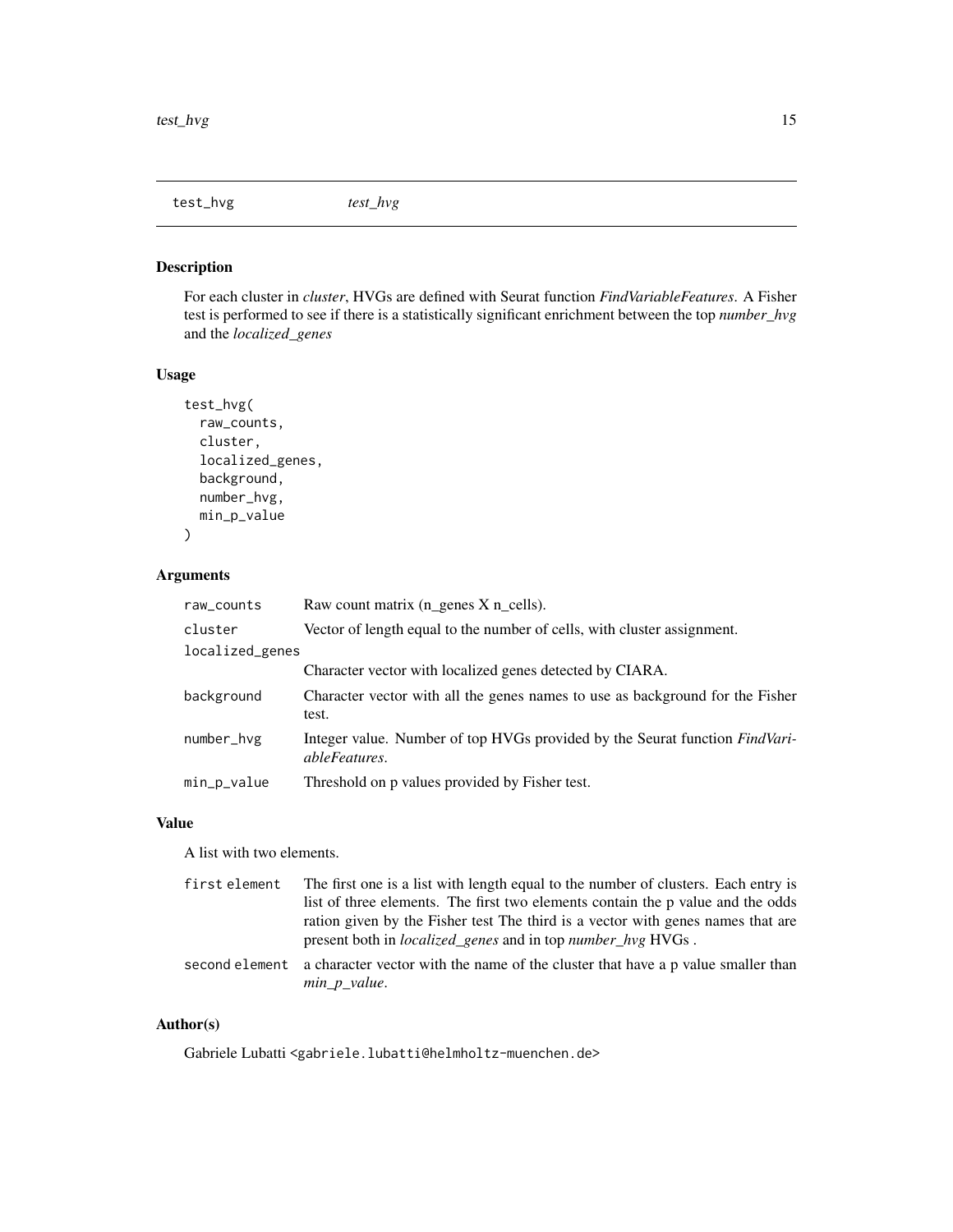## test_hvg *test_hvg*

### Description

For each cluster in *cluster*, HVGs are defined with Seurat function *FindVariableFeatures*. A Fisher test is performed to see if there is a statistically significant enrichment between the top *number_hvg* and the *localized_genes*

### Usage

```
test_hvg(
  raw_counts,
  cluster,
  localized_genes,
  background,
  number_hvg,
  min_p_value
)
```

### Arguments

| | |
|---|---|
| raw_counts | Raw count matrix (n_genes X n_cells). |
| cluster | Vector of length equal to the number of cells, with cluster assignment. |
| localized_genes | Character vector with localized genes detected by CIARA. |
| background | Character vector with all the genes names to use as background for the Fisher test. |
| number_hvg | Integer value. Number of top HVGs provided by the Seurat function *FindVariableFeatures*. |
| min_p_value | Threshold on p values provided by Fisher test. |

### Value

A list with two elements.

| | |
|---|---|
| first element | The first one is a list with length equal to the number of clusters. Each entry is list of three elements. The first two elements contain the p value and the odds ration given by the Fisher test The third is a vector with genes names that are present both in *localized_genes* and in top *number_hvg* HVGs . |
| second element | a character vector with the name of the cluster that have a p value smaller than *min_p_value*. |

### Author(s)

Gabriele Lubatti <gabriele.lubatti@helmholtz-muenchen.de>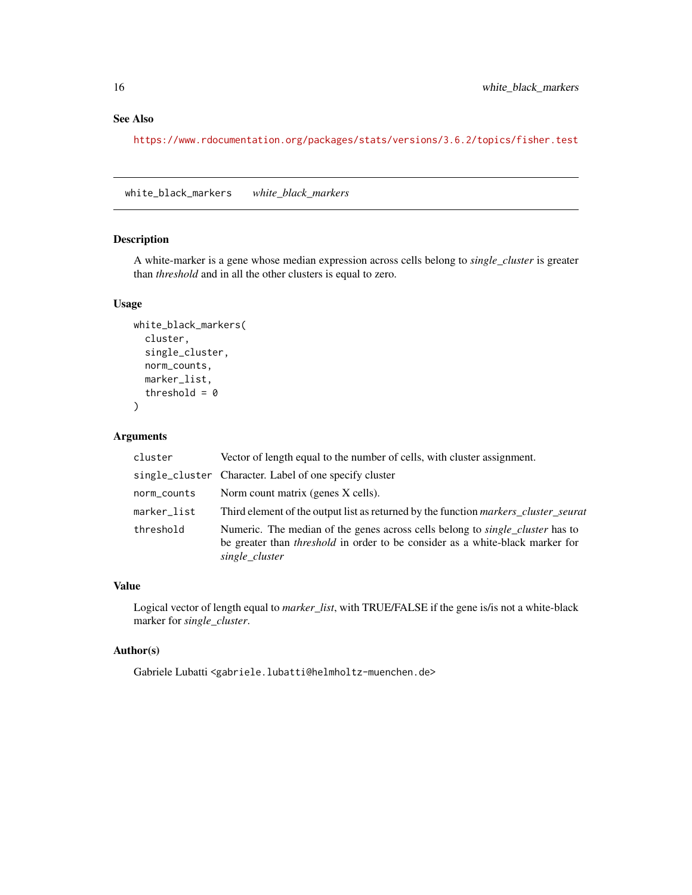## See Also

https://www.rdocumentation.org/packages/stats/versions/3.6.2/topics/fisher.test

---

# white_black_markers    *white_black_markers*

---

## Description

A white-marker is a gene whose median expression across cells belong to *single_cluster* is greater than *threshold* and in all the other clusters is equal to zero.

## Usage

```
white_black_markers(
  cluster,
  single_cluster,
  norm_counts,
  marker_list,
  threshold = 0
)
```

## Arguments

| | |
|---|---|
| cluster | Vector of length equal to the number of cells, with cluster assignment. |
| single_cluster | Character. Label of one specify cluster |
| norm_counts | Norm count matrix (genes X cells). |
| marker_list | Third element of the output list as returned by the function *markers_cluster_seurat* |
| threshold | Numeric. The median of the genes across cells belong to *single_cluster* has to be greater than *threshold* in order to be consider as a white-black marker for *single_cluster* |

## Value

Logical vector of length equal to *marker_list*, with TRUE/FALSE if the gene is/is not a white-black marker for *single_cluster*.

## Author(s)

Gabriele Lubatti <gabriele.lubatti@helmholtz-muenchen.de>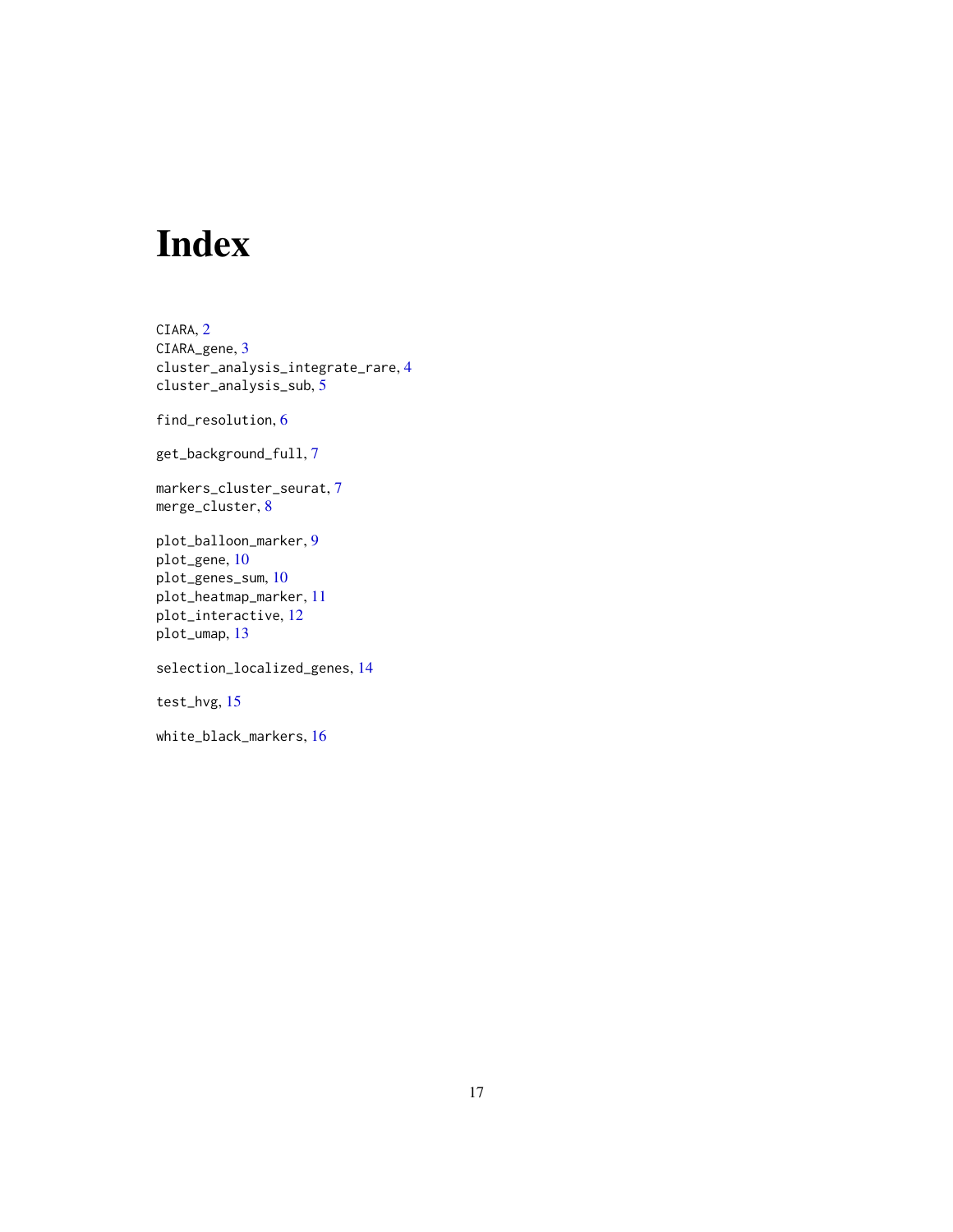# Index

CIARA, 2
CIARA_gene, 3
cluster_analysis_integrate_rare, 4
cluster_analysis_sub, 5

find_resolution, 6

get_background_full, 7

markers_cluster_seurat, 7
merge_cluster, 8

plot_balloon_marker, 9
plot_gene, 10
plot_genes_sum, 10
plot_heatmap_marker, 11
plot_interactive, 12
plot_umap, 13

selection_localized_genes, 14

test_hvg, 15

white_black_markers, 16